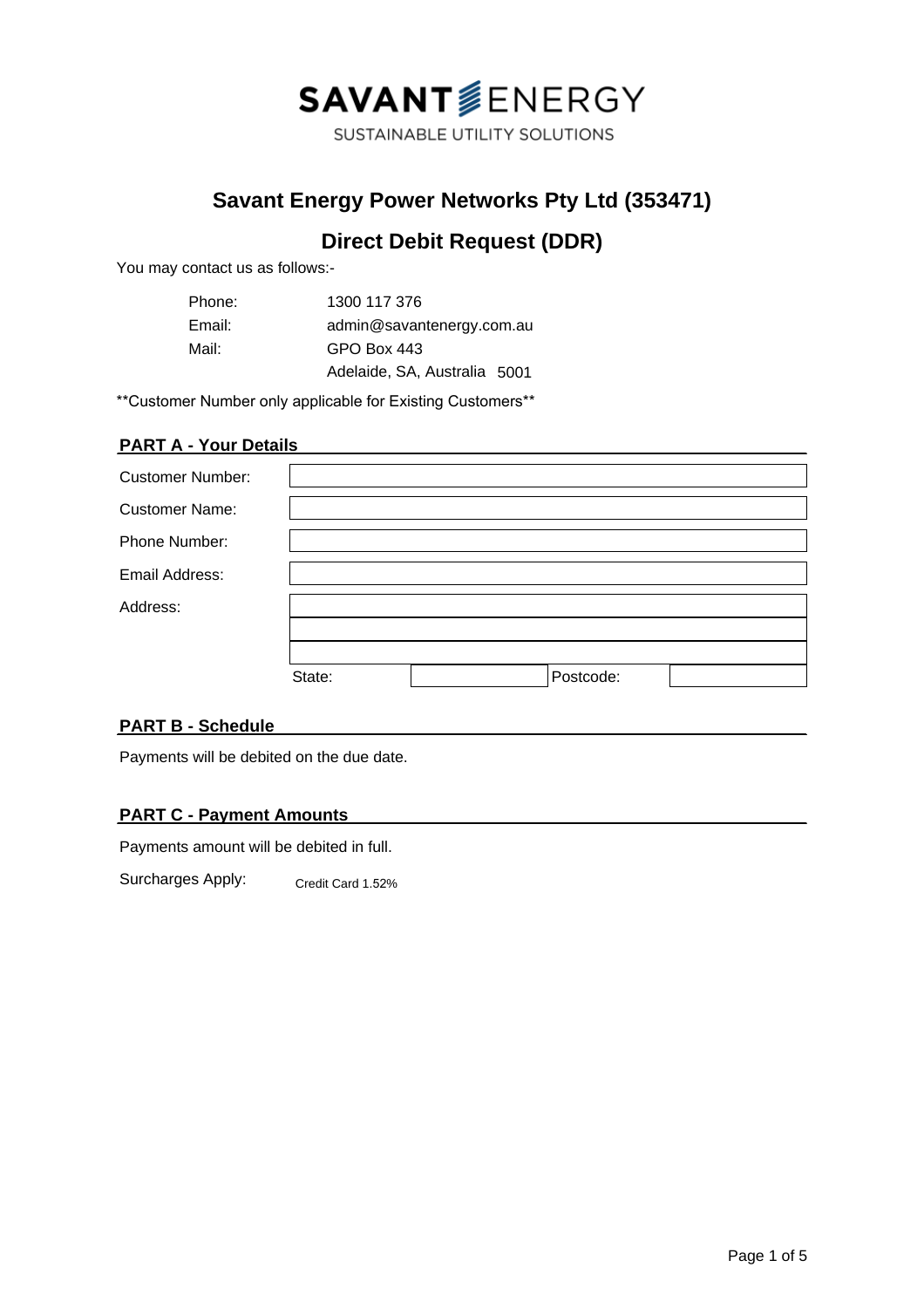# SAVANT ENERGY

SUSTAINABLE UTILITY SOLUTIONS

## Savant Energy Power Networks Pty Ltd (353471)

## Direct Debit Request (DDR)

You may contact us as follows:-

| | |
|---|---|
| Phone: | 1300 117 376 |
| Email: | admin@savantenergy.com.au |
| Mail: | GPO Box 443 |
| | Adelaide, SA, Australia 5001 |

**Customer Number only applicable for Existing Customers**

### PART A - Your Details

| | | | |
|---|---|---|---|
| Customer Number: | | | |
| Customer Name: | | | |
| Phone Number: | | | |
| Email Address: | | | |
| Address: | | | |
| | | | |
| | | | |
| State: | | Postcode: | |

### PART B - Schedule

Payments will be debited on the due date.

### PART C - Payment Amounts

Payments amount will be debited in full.

Surcharges Apply: Credit Card 1.52%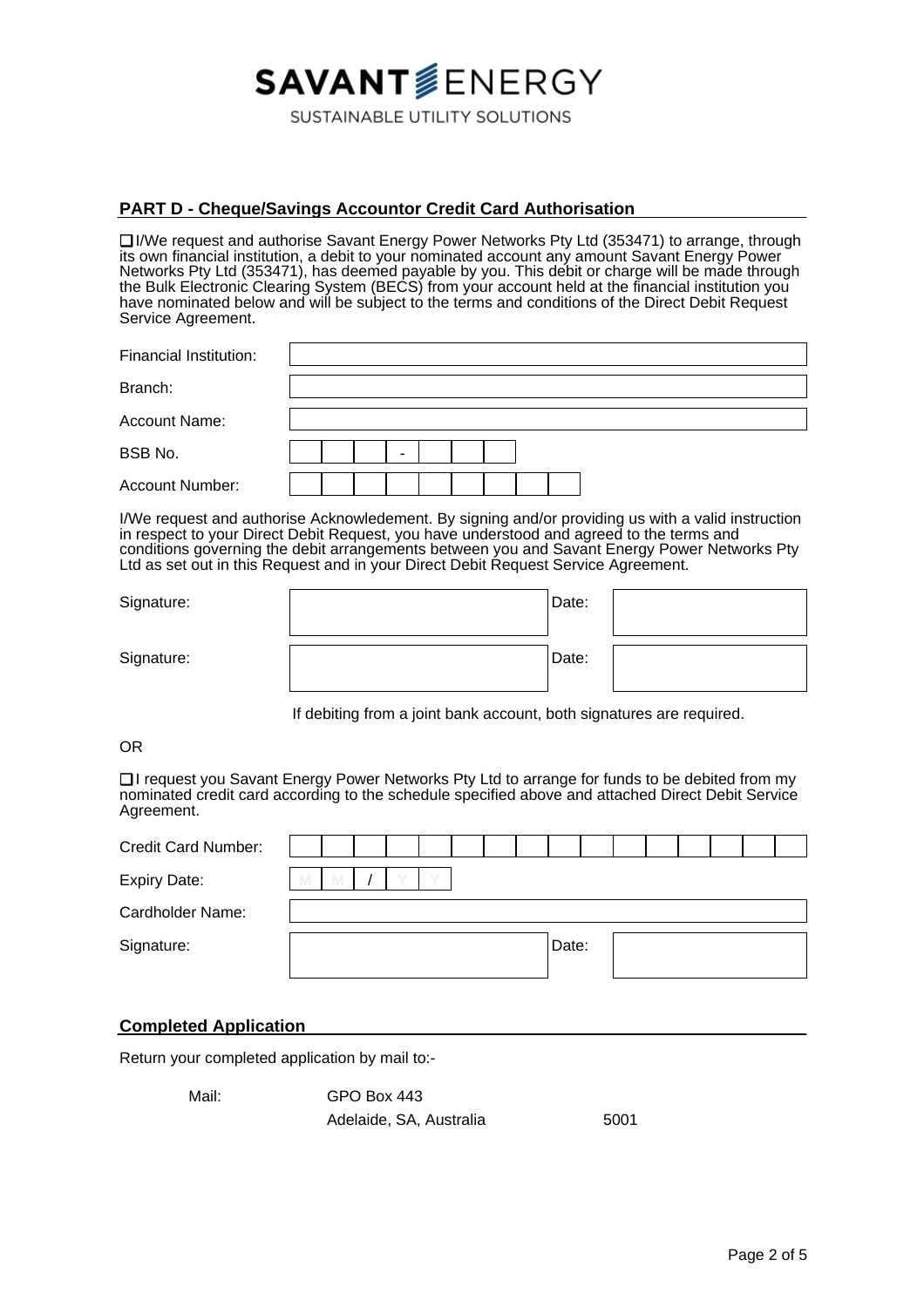**SAVANT ENERGY**

SUSTAINABLE UTILITY SOLUTIONS

## PART D - Cheque/Savings Accountor Credit Card Authorisation

❑ I/We request and authorise Savant Energy Power Networks Pty Ltd (353471) to arrange, through its own financial institution, a debit to your nominated account any amount Savant Energy Power Networks Pty Ltd (353471), has deemed payable by you. This debit or charge will be made through the Bulk Electronic Clearing System (BECS) from your account held at the financial institution you have nominated below and will be subject to the terms and conditions of the Direct Debit Request Service Agreement.

| | |
|---|---|
| Financial Institution: | |
| Branch: | |
| Account Name: | |
| BSB No. | \_ \_ \_ - \_ \_ \_ |
| Account Number: | \_ \_ \_ \_ \_ \_ \_ \_ \_ |

I/We request and authorise Acknowledement. By signing and/or providing us with a valid instruction in respect to your Direct Debit Request, you have understood and agreed to the terms and conditions governing the debit arrangements between you and Savant Energy Power Networks Pty Ltd as set out in this Request and in your Direct Debit Request Service Agreement.

| | | | |
|---|---|---|---|
| Signature: | | Date: | |
| Signature: | | Date: | |

If debiting from a joint bank account, both signatures are required.

OR

❑ I request you Savant Energy Power Networks Pty Ltd to arrange for funds to be debited from my nominated credit card according to the schedule specified above and attached Direct Debit Service Agreement.

| | | | |
|---|---|---|---|
| Credit Card Number: | | | |
| Expiry Date: | M M / Y Y | | |
| Cardholder Name: | | | |
| Signature: | | Date: | |

## Completed Application

Return your completed application by mail to:-

Mail: GPO Box 443
Adelaide, SA, Australia 5001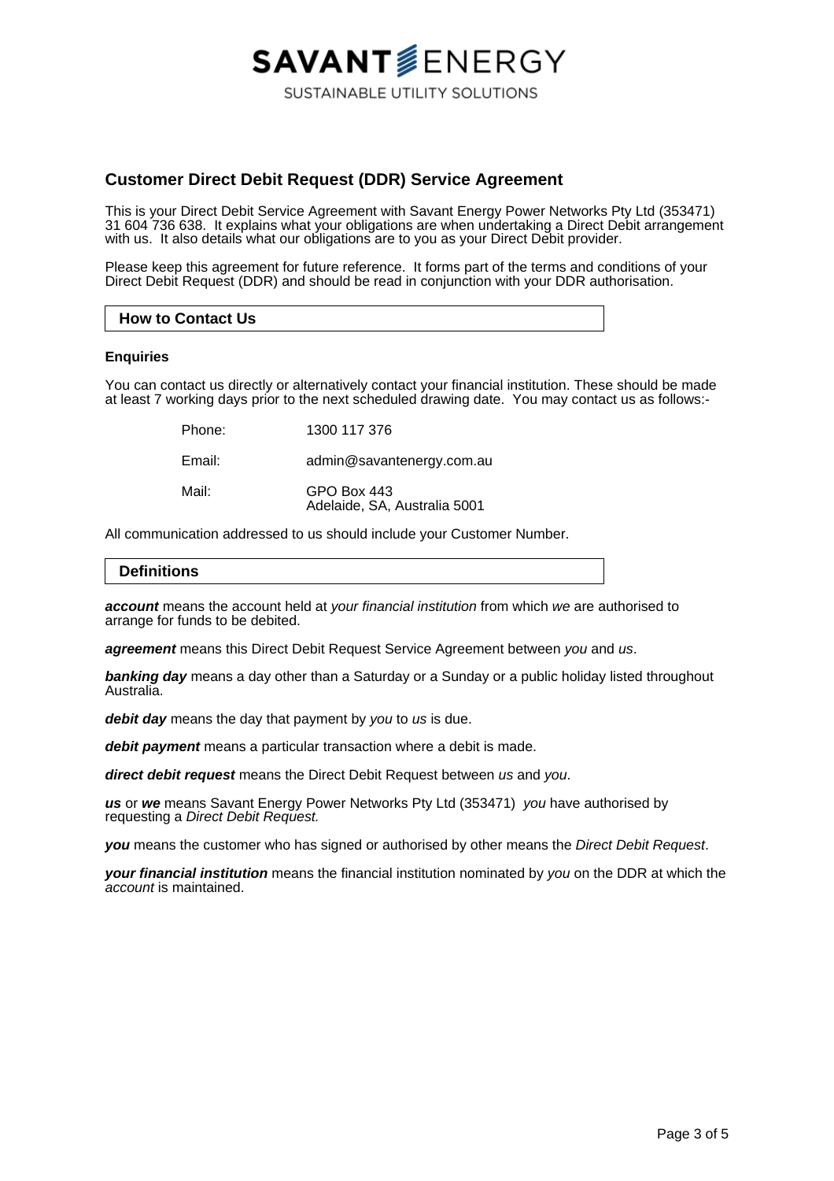SAVANT ENERGY

SUSTAINABLE UTILITY SOLUTIONS

## Customer Direct Debit Request (DDR) Service Agreement

This is your Direct Debit Service Agreement with Savant Energy Power Networks Pty Ltd (353471) 31 604 736 638. It explains what your obligations are when undertaking a Direct Debit arrangement with us. It also details what our obligations are to you as your Direct Debit provider.

Please keep this agreement for future reference. It forms part of the terms and conditions of your Direct Debit Request (DDR) and should be read in conjunction with your DDR authorisation.

### How to Contact Us

**Enquiries**

You can contact us directly or alternatively contact your financial institution. These should be made at least 7 working days prior to the next scheduled drawing date. You may contact us as follows:-

| | |
|---|---|
| Phone: | 1300 117 376 |
| Email: | admin@savantenergy.com.au |
| Mail: | GPO Box 443<br>Adelaide, SA, Australia 5001 |

All communication addressed to us should include your Customer Number.

### Definitions

***account*** means the account held at *your financial institution* from which *we* are authorised to arrange for funds to be debited.

***agreement*** means this Direct Debit Request Service Agreement between *you* and *us*.

***banking day*** means a day other than a Saturday or a Sunday or a public holiday listed throughout Australia.

***debit day*** means the day that payment by *you* to *us* is due.

***debit payment*** means a particular transaction where a debit is made.

***direct debit request*** means the Direct Debit Request between *us* and *you*.

***us*** or ***we*** means Savant Energy Power Networks Pty Ltd (353471) *you* have authorised by requesting a *Direct Debit Request.*

***you*** means the customer who has signed or authorised by other means the *Direct Debit Request*.

***your financial institution*** means the financial institution nominated by *you* on the DDR at which the *account* is maintained.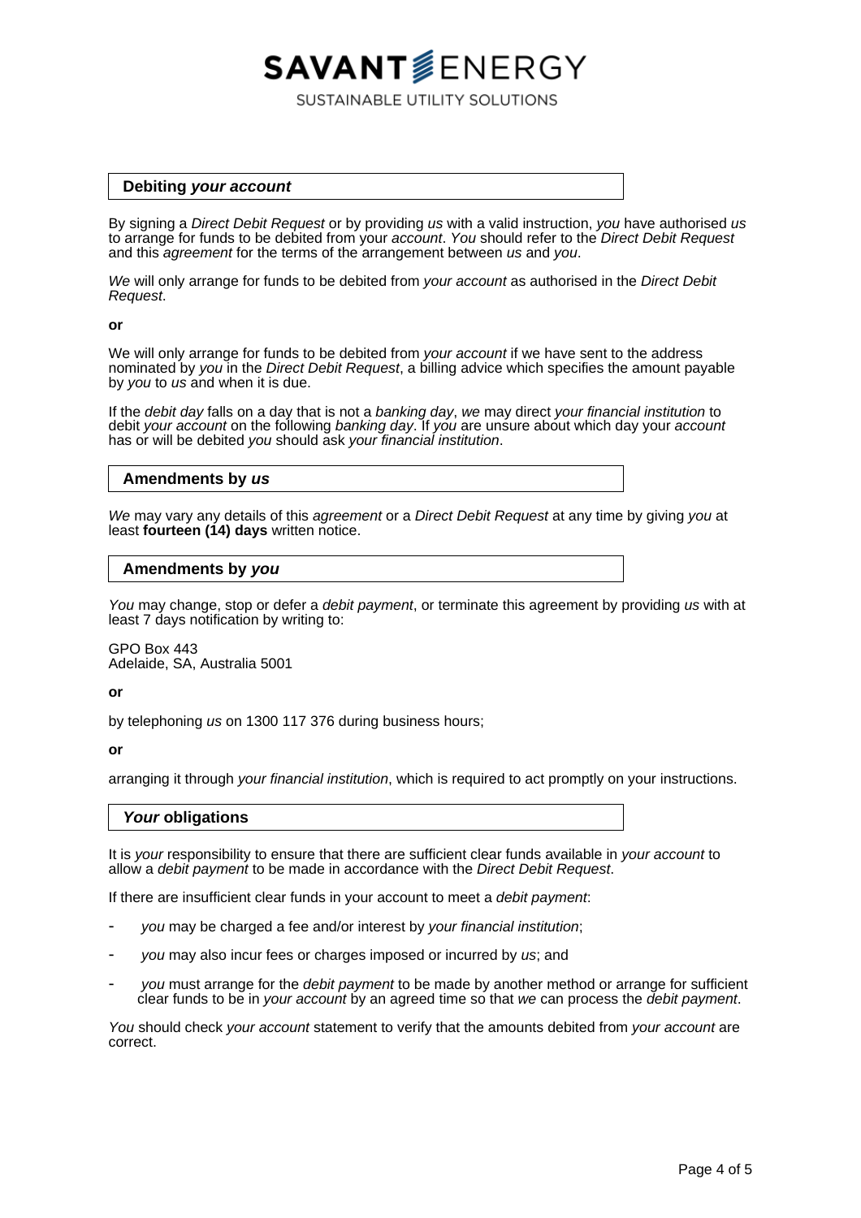## Debiting *your account*

By signing a *Direct Debit Request* or by providing *us* with a valid instruction, *you* have authorised *us* to arrange for funds to be debited from your *account*. *You* should refer to the *Direct Debit Request* and this *agreement* for the terms of the arrangement between *us* and *you*.

*We* will only arrange for funds to be debited from *your account* as authorised in the *Direct Debit Request*.

**or**

We will only arrange for funds to be debited from *your account* if we have sent to the address nominated by *you* in the *Direct Debit Request*, a billing advice which specifies the amount payable by *you* to *us* and when it is due.

If the *debit day* falls on a day that is not a *banking day*, *we* may direct *your financial institution* to debit *your account* on the following *banking day*. If *you* are unsure about which day your *account* has or will be debited *you* should ask *your financial institution*.

## Amendments by *us*

*We* may vary any details of this *agreement* or a *Direct Debit Request* at any time by giving *you* at least **fourteen (14) days** written notice.

## Amendments by *you*

*You* may change, stop or defer a *debit payment*, or terminate this agreement by providing *us* with at least 7 days notification by writing to:

GPO Box 443
Adelaide, SA, Australia 5001

**or**

by telephoning *us* on 1300 117 376 during business hours;

**or**

arranging it through *your financial institution*, which is required to act promptly on your instructions.

## *Your* obligations

It is *your* responsibility to ensure that there are sufficient clear funds available in *your account* to allow a *debit payment* to be made in accordance with the *Direct Debit Request*.

If there are insufficient clear funds in your account to meet a *debit payment*:

- *you* may be charged a fee and/or interest by *your financial institution*;
- *you* may also incur fees or charges imposed or incurred by *us*; and
- *you* must arrange for the *debit payment* to be made by another method or arrange for sufficient clear funds to be in *your account* by an agreed time so that *we* can process the *debit payment*.

*You* should check *your account* statement to verify that the amounts debited from *your account* are correct.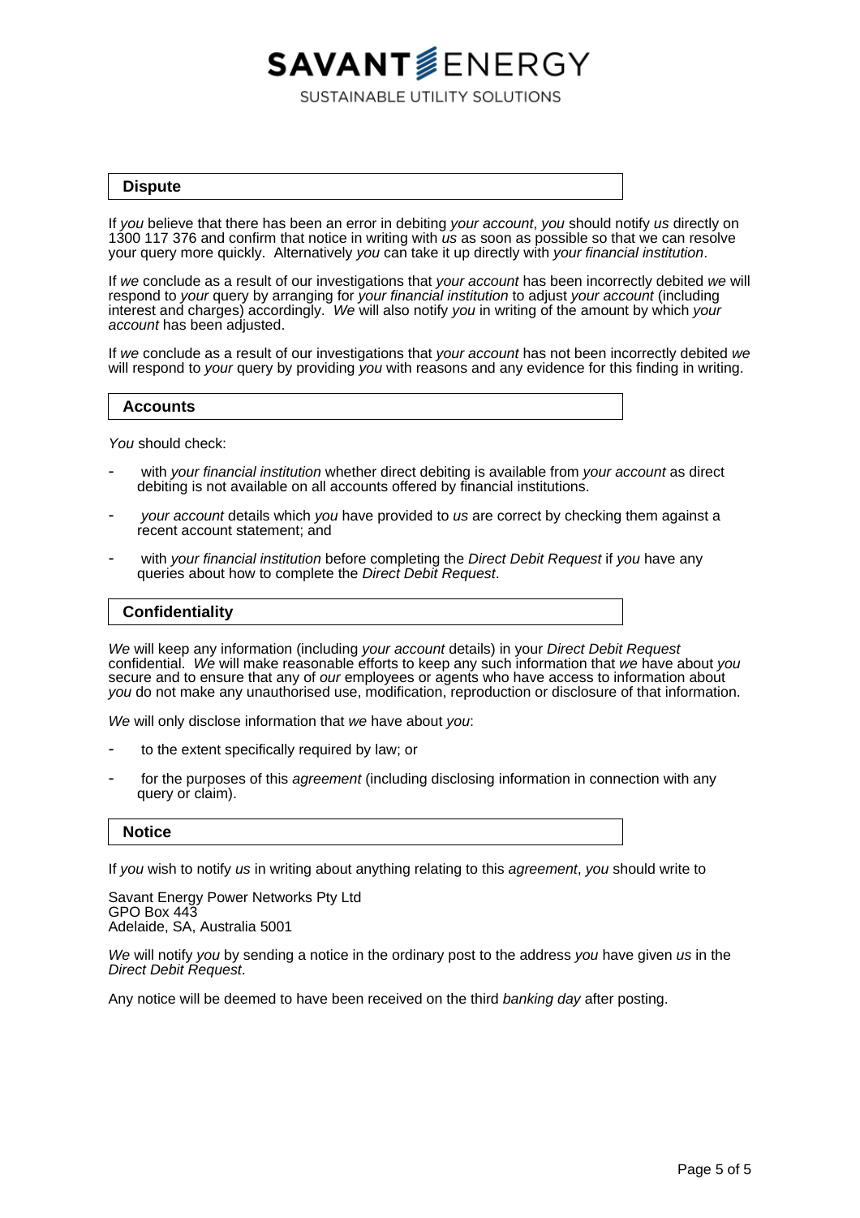# SAVANT ENERGY

SUSTAINABLE UTILITY SOLUTIONS

## Dispute

If *you* believe that there has been an error in debiting *your account*, *you* should notify *us* directly on 1300 117 376 and confirm that notice in writing with *us* as soon as possible so that we can resolve your query more quickly. Alternatively *you* can take it up directly with *your financial institution*.

If *we* conclude as a result of our investigations that *your account* has been incorrectly debited *we* will respond to *your* query by arranging for *your financial institution* to adjust *your account* (including interest and charges) accordingly. *We* will also notify *you* in writing of the amount by which *your account* has been adjusted.

If *we* conclude as a result of our investigations that *your account* has not been incorrectly debited *we* will respond to *your* query by providing *you* with reasons and any evidence for this finding in writing.

## Accounts

*You* should check:

- with *your financial institution* whether direct debiting is available from *your account* as direct debiting is not available on all accounts offered by financial institutions.
- *your account* details which *you* have provided to *us* are correct by checking them against a recent account statement; and
- with *your financial institution* before completing the *Direct Debit Request* if *you* have any queries about how to complete the *Direct Debit Request*.

## Confidentiality

*We* will keep any information (including *your account* details) in your *Direct Debit Request* confidential. *We* will make reasonable efforts to keep any such information that *we* have about *you* secure and to ensure that any of *our* employees or agents who have access to information about *you* do not make any unauthorised use, modification, reproduction or disclosure of that information.

*We* will only disclose information that *we* have about *you*:

- to the extent specifically required by law; or
- for the purposes of this *agreement* (including disclosing information in connection with any query or claim).

## Notice

If *you* wish to notify *us* in writing about anything relating to this *agreement*, *you* should write to

Savant Energy Power Networks Pty Ltd
GPO Box 443
Adelaide, SA, Australia 5001

*We* will notify *you* by sending a notice in the ordinary post to the address *you* have given *us* in the *Direct Debit Request*.

Any notice will be deemed to have been received on the third *banking day* after posting.